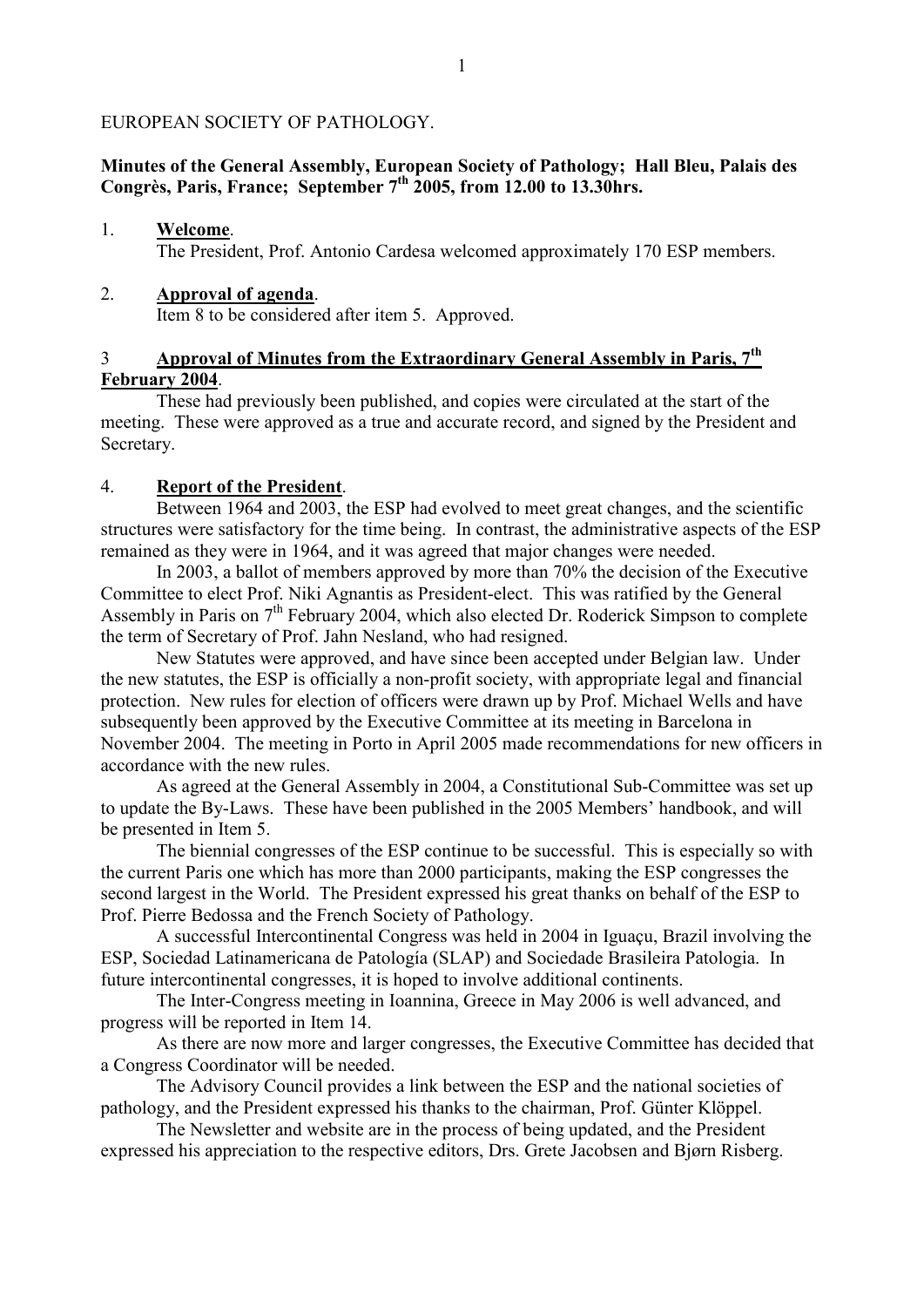EUROPEAN SOCIETY OF PATHOLOGY.

**Minutes of the General Assembly, European Society of Pathology; Hall Bleu, Palais des Congrès, Paris, France; September 7th 2005, from 12.00 to 13.30hrs.**

1. **Welcome**.
   The President, Prof. Antonio Cardesa welcomed approximately 170 ESP members.

2. **Approval of agenda**.
   Item 8 to be considered after item 5. Approved.

3 **Approval of Minutes from the Extraordinary General Assembly in Paris, 7th February 2004**.

These had previously been published, and copies were circulated at the start of the meeting. These were approved as a true and accurate record, and signed by the President and Secretary.

4. **Report of the President**.

Between 1964 and 2003, the ESP had evolved to meet great changes, and the scientific structures were satisfactory for the time being. In contrast, the administrative aspects of the ESP remained as they were in 1964, and it was agreed that major changes were needed.

In 2003, a ballot of members approved by more than 70% the decision of the Executive Committee to elect Prof. Niki Agnantis as President-elect. This was ratified by the General Assembly in Paris on 7th February 2004, which also elected Dr. Roderick Simpson to complete the term of Secretary of Prof. Jahn Nesland, who had resigned.

New Statutes were approved, and have since been accepted under Belgian law. Under the new statutes, the ESP is officially a non-profit society, with appropriate legal and financial protection. New rules for election of officers were drawn up by Prof. Michael Wells and have subsequently been approved by the Executive Committee at its meeting in Barcelona in November 2004. The meeting in Porto in April 2005 made recommendations for new officers in accordance with the new rules.

As agreed at the General Assembly in 2004, a Constitutional Sub-Committee was set up to update the By-Laws. These have been published in the 2005 Members' handbook, and will be presented in Item 5.

The biennial congresses of the ESP continue to be successful. This is especially so with the current Paris one which has more than 2000 participants, making the ESP congresses the second largest in the World. The President expressed his great thanks on behalf of the ESP to Prof. Pierre Bedossa and the French Society of Pathology.

A successful Intercontinental Congress was held in 2004 in Iguaçu, Brazil involving the ESP, Sociedad Latinamericana de Patología (SLAP) and Sociedade Brasileira Patologia. In future intercontinental congresses, it is hoped to involve additional continents.

The Inter-Congress meeting in Ioannina, Greece in May 2006 is well advanced, and progress will be reported in Item 14.

As there are now more and larger congresses, the Executive Committee has decided that a Congress Coordinator will be needed.

The Advisory Council provides a link between the ESP and the national societies of pathology, and the President expressed his thanks to the chairman, Prof. Günter Klöppel.

The Newsletter and website are in the process of being updated, and the President expressed his appreciation to the respective editors, Drs. Grete Jacobsen and Bjørn Risberg.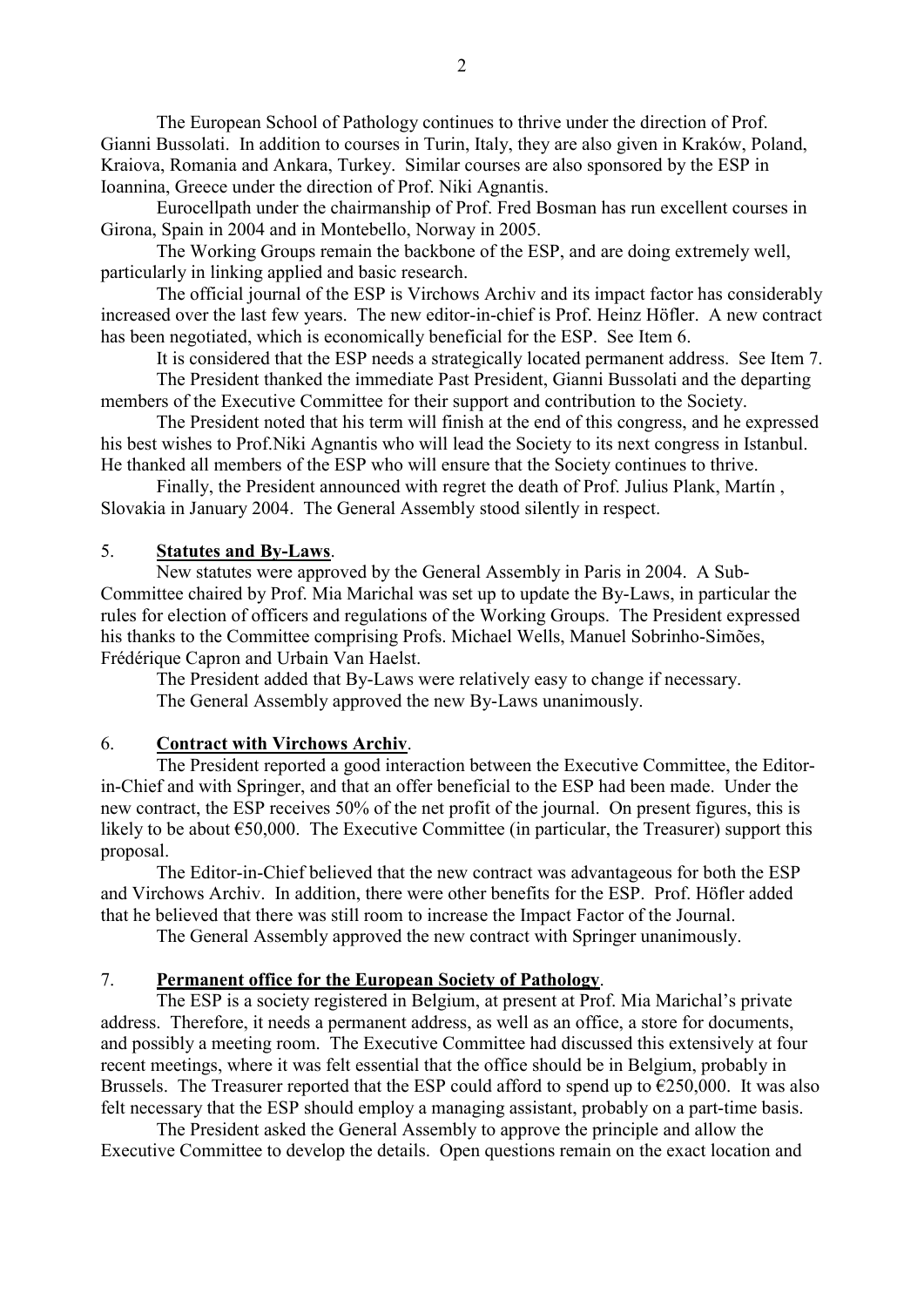The European School of Pathology continues to thrive under the direction of Prof. Gianni Bussolati. In addition to courses in Turin, Italy, they are also given in Kraków, Poland, Kraiova, Romania and Ankara, Turkey. Similar courses are also sponsored by the ESP in Ioannina, Greece under the direction of Prof. Niki Agnantis.

Eurocellpath under the chairmanship of Prof. Fred Bosman has run excellent courses in Girona, Spain in 2004 and in Montebello, Norway in 2005.

The Working Groups remain the backbone of the ESP, and are doing extremely well, particularly in linking applied and basic research.

The official journal of the ESP is Virchows Archiv and its impact factor has considerably increased over the last few years. The new editor-in-chief is Prof. Heinz Höfler. A new contract has been negotiated, which is economically beneficial for the ESP. See Item 6.

It is considered that the ESP needs a strategically located permanent address. See Item 7.

The President thanked the immediate Past President, Gianni Bussolati and the departing members of the Executive Committee for their support and contribution to the Society.

The President noted that his term will finish at the end of this congress, and he expressed his best wishes to Prof.Niki Agnantis who will lead the Society to its next congress in Istanbul. He thanked all members of the ESP who will ensure that the Society continues to thrive.

Finally, the President announced with regret the death of Prof. Julius Plank, Martín , Slovakia in January 2004. The General Assembly stood silently in respect.

5. **Statutes and By-Laws**.

New statutes were approved by the General Assembly in Paris in 2004. A Sub-Committee chaired by Prof. Mia Marichal was set up to update the By-Laws, in particular the rules for election of officers and regulations of the Working Groups. The President expressed his thanks to the Committee comprising Profs. Michael Wells, Manuel Sobrinho-Simões, Frédérique Capron and Urbain Van Haelst.

The President added that By-Laws were relatively easy to change if necessary.

The General Assembly approved the new By-Laws unanimously.

6. **Contract with Virchows Archiv**.

The President reported a good interaction between the Executive Committee, the Editor-in-Chief and with Springer, and that an offer beneficial to the ESP had been made. Under the new contract, the ESP receives 50% of the net profit of the journal. On present figures, this is likely to be about €50,000. The Executive Committee (in particular, the Treasurer) support this proposal.

The Editor-in-Chief believed that the new contract was advantageous for both the ESP and Virchows Archiv. In addition, there were other benefits for the ESP. Prof. Höfler added that he believed that there was still room to increase the Impact Factor of the Journal.

The General Assembly approved the new contract with Springer unanimously.

7. **Permanent office for the European Society of Pathology**.

The ESP is a society registered in Belgium, at present at Prof. Mia Marichal's private address. Therefore, it needs a permanent address, as well as an office, a store for documents, and possibly a meeting room. The Executive Committee had discussed this extensively at four recent meetings, where it was felt essential that the office should be in Belgium, probably in Brussels. The Treasurer reported that the ESP could afford to spend up to €250,000. It was also felt necessary that the ESP should employ a managing assistant, probably on a part-time basis.

The President asked the General Assembly to approve the principle and allow the Executive Committee to develop the details. Open questions remain on the exact location and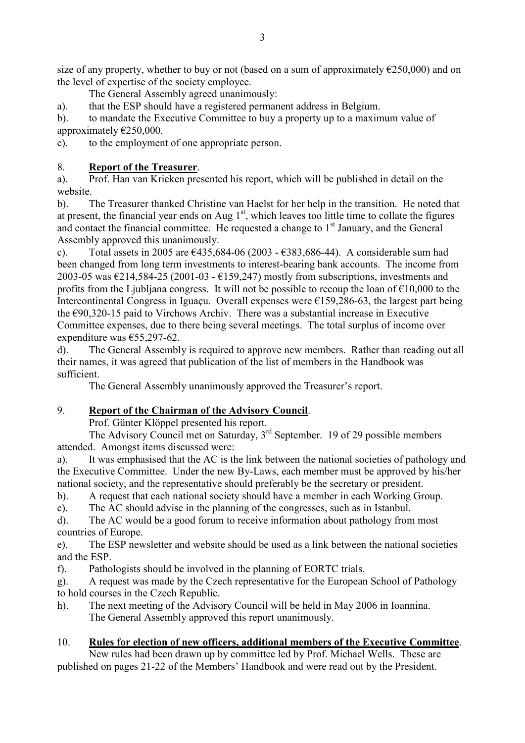size of any property, whether to buy or not (based on a sum of approximately €250,000) and on the level of expertise of the society employee.

The General Assembly agreed unanimously:

a). that the ESP should have a registered permanent address in Belgium.

b). to mandate the Executive Committee to buy a property up to a maximum value of approximately €250,000.

c). to the employment of one appropriate person.

8. **Report of the Treasurer**.

a). Prof. Han van Krieken presented his report, which will be published in detail on the website.

b). The Treasurer thanked Christine van Haelst for her help in the transition. He noted that at present, the financial year ends on Aug 1st, which leaves too little time to collate the figures and contact the financial committee. He requested a change to 1st January, and the General Assembly approved this unanimously.

c). Total assets in 2005 are €435,684-06 (2003 - €383,686-44). A considerable sum had been changed from long term investments to interest-bearing bank accounts. The income from 2003-05 was €214,584-25 (2001-03 - €159,247) mostly from subscriptions, investments and profits from the Ljubljana congress. It will not be possible to recoup the loan of €10,000 to the Intercontinental Congress in Iguaçu. Overall expenses were €159,286-63, the largest part being the €90,320-15 paid to Virchows Archiv. There was a substantial increase in Executive Committee expenses, due to there being several meetings. The total surplus of income over expenditure was €55,297-62.

d). The General Assembly is required to approve new members. Rather than reading out all their names, it was agreed that publication of the list of members in the Handbook was sufficient.

The General Assembly unanimously approved the Treasurer's report.

9. **Report of the Chairman of the Advisory Council**.

Prof. Günter Klöppel presented his report.

The Advisory Council met on Saturday, 3rd September. 19 of 29 possible members attended. Amongst items discussed were:

a). It was emphasised that the AC is the link between the national societies of pathology and the Executive Committee. Under the new By-Laws, each member must be approved by his/her national society, and the representative should preferably be the secretary or president.

b). A request that each national society should have a member in each Working Group.

c). The AC should advise in the planning of the congresses, such as in Istanbul.

d). The AC would be a good forum to receive information about pathology from most countries of Europe.

e). The ESP newsletter and website should be used as a link between the national societies and the ESP.

f). Pathologists should be involved in the planning of EORTC trials.

g). A request was made by the Czech representative for the European School of Pathology to hold courses in the Czech Republic.

h). The next meeting of the Advisory Council will be held in May 2006 in Ioannina.

The General Assembly approved this report unanimously.

10. **Rules for election of new officers, additional members of the Executive Committee**.

New rules had been drawn up by committee led by Prof. Michael Wells. These are published on pages 21-22 of the Members' Handbook and were read out by the President.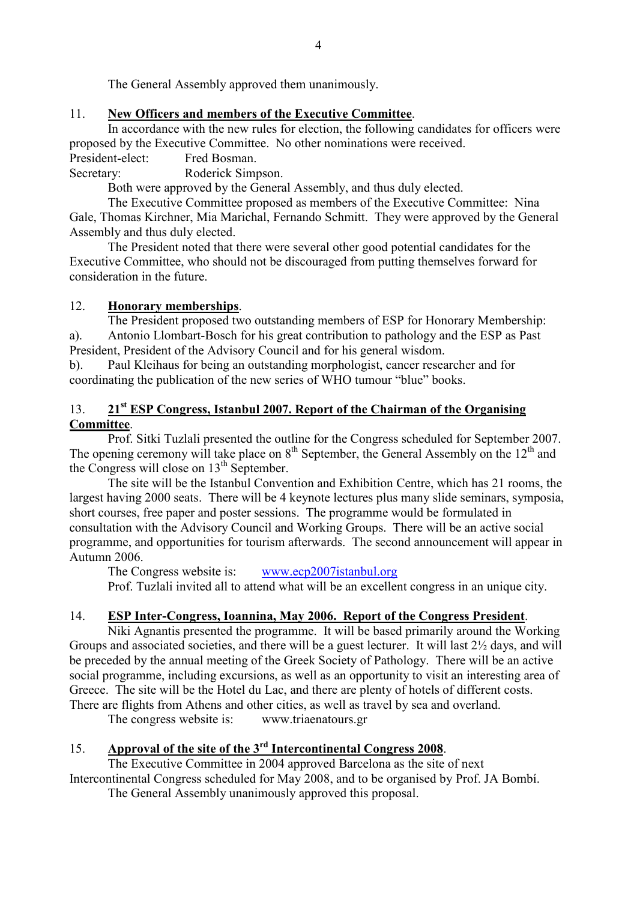The General Assembly approved them unanimously.

11. **<u>New Officers and members of the Executive Committee</u>**.

In accordance with the new rules for election, the following candidates for officers were proposed by the Executive Committee. No other nominations were received.

President-elect: Fred Bosman.
Secretary: Roderick Simpson.

Both were approved by the General Assembly, and thus duly elected.

The Executive Committee proposed as members of the Executive Committee: Nina Gale, Thomas Kirchner, Mia Marichal, Fernando Schmitt. They were approved by the General Assembly and thus duly elected.

The President noted that there were several other good potential candidates for the Executive Committee, who should not be discouraged from putting themselves forward for consideration in the future.

12. **<u>Honorary memberships</u>**.

The President proposed two outstanding members of ESP for Honorary Membership:

a). Antonio Llombart-Bosch for his great contribution to pathology and the ESP as Past President, President of the Advisory Council and for his general wisdom.

b). Paul Kleihaus for being an outstanding morphologist, cancer researcher and for coordinating the publication of the new series of WHO tumour "blue" books.

13. **<u>21st ESP Congress, Istanbul 2007. Report of the Chairman of the Organising Committee</u>**.

Prof. Sitki Tuzlali presented the outline for the Congress scheduled for September 2007. The opening ceremony will take place on 8th September, the General Assembly on the 12th and the Congress will close on 13th September.

The site will be the Istanbul Convention and Exhibition Centre, which has 21 rooms, the largest having 2000 seats. There will be 4 keynote lectures plus many slide seminars, symposia, short courses, free paper and poster sessions. The programme would be formulated in consultation with the Advisory Council and Working Groups. There will be an active social programme, and opportunities for tourism afterwards. The second announcement will appear in Autumn 2006.

The Congress website is: www.ecp2007istanbul.org

Prof. Tuzlali invited all to attend what will be an excellent congress in an unique city.

14. **<u>ESP Inter-Congress, Ioannina, May 2006. Report of the Congress President</u>**.

Niki Agnantis presented the programme. It will be based primarily around the Working Groups and associated societies, and there will be a guest lecturer. It will last 2½ days, and will be preceded by the annual meeting of the Greek Society of Pathology. There will be an active social programme, including excursions, as well as an opportunity to visit an interesting area of Greece. The site will be the Hotel du Lac, and there are plenty of hotels of different costs. There are flights from Athens and other cities, as well as travel by sea and overland.

The congress website is: www.triaenatours.gr

15. **<u>Approval of the site of the 3rd Intercontinental Congress 2008</u>**.

The Executive Committee in 2004 approved Barcelona as the site of next Intercontinental Congress scheduled for May 2008, and to be organised by Prof. JA Bombí.

The General Assembly unanimously approved this proposal.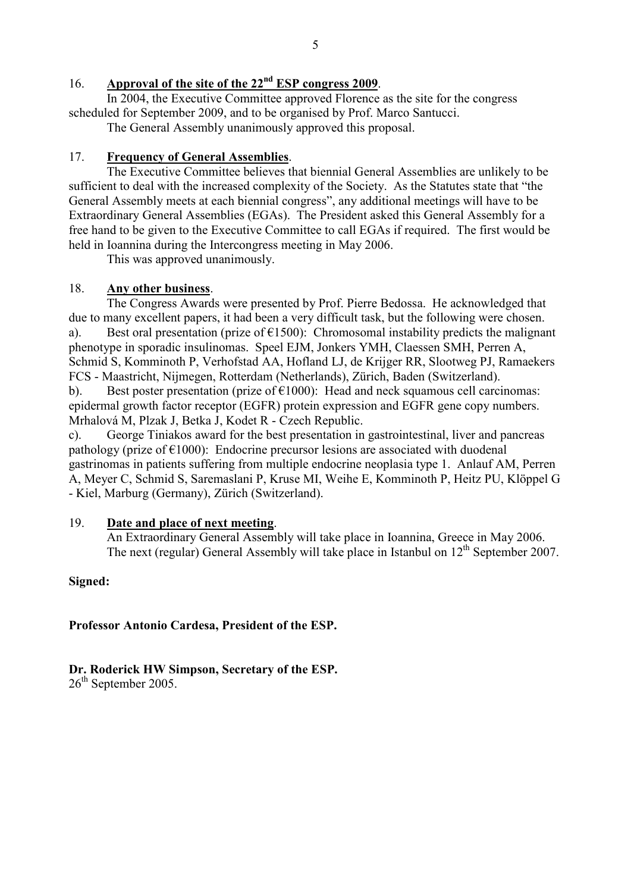16. **Approval of the site of the 22nd ESP congress 2009**.

In 2004, the Executive Committee approved Florence as the site for the congress scheduled for September 2009, and to be organised by Prof. Marco Santucci.

The General Assembly unanimously approved this proposal.

17. **Frequency of General Assemblies**.

The Executive Committee believes that biennial General Assemblies are unlikely to be sufficient to deal with the increased complexity of the Society. As the Statutes state that "the General Assembly meets at each biennial congress", any additional meetings will have to be Extraordinary General Assemblies (EGAs). The President asked this General Assembly for a free hand to be given to the Executive Committee to call EGAs if required. The first would be held in Ioannina during the Intercongress meeting in May 2006.

This was approved unanimously.

18. **Any other business**.

The Congress Awards were presented by Prof. Pierre Bedossa. He acknowledged that due to many excellent papers, it had been a very difficult task, but the following were chosen.

a). Best oral presentation (prize of €1500): Chromosomal instability predicts the malignant phenotype in sporadic insulinomas. Speel EJM, Jonkers YMH, Claessen SMH, Perren A, Schmid S, Komminoth P, Verhofstad AA, Hofland LJ, de Krijger RR, Slootweg PJ, Ramaekers FCS - Maastricht, Nijmegen, Rotterdam (Netherlands), Zürich, Baden (Switzerland).

b). Best poster presentation (prize of €1000): Head and neck squamous cell carcinomas: epidermal growth factor receptor (EGFR) protein expression and EGFR gene copy numbers. Mrhalová M, Plzak J, Betka J, Kodet R - Czech Republic.

c). George Tiniakos award for the best presentation in gastrointestinal, liver and pancreas pathology (prize of €1000): Endocrine precursor lesions are associated with duodenal gastrinomas in patients suffering from multiple endocrine neoplasia type 1. Anlauf AM, Perren A, Meyer C, Schmid S, Saremaslani P, Kruse MI, Weihe E, Komminoth P, Heitz PU, Klöppel G - Kiel, Marburg (Germany), Zürich (Switzerland).

19. **Date and place of next meeting**.

An Extraordinary General Assembly will take place in Ioannina, Greece in May 2006.

The next (regular) General Assembly will take place in Istanbul on 12th September 2007.

**Signed:**

**Professor Antonio Cardesa, President of the ESP.**

**Dr. Roderick HW Simpson, Secretary of the ESP.**

26th September 2005.